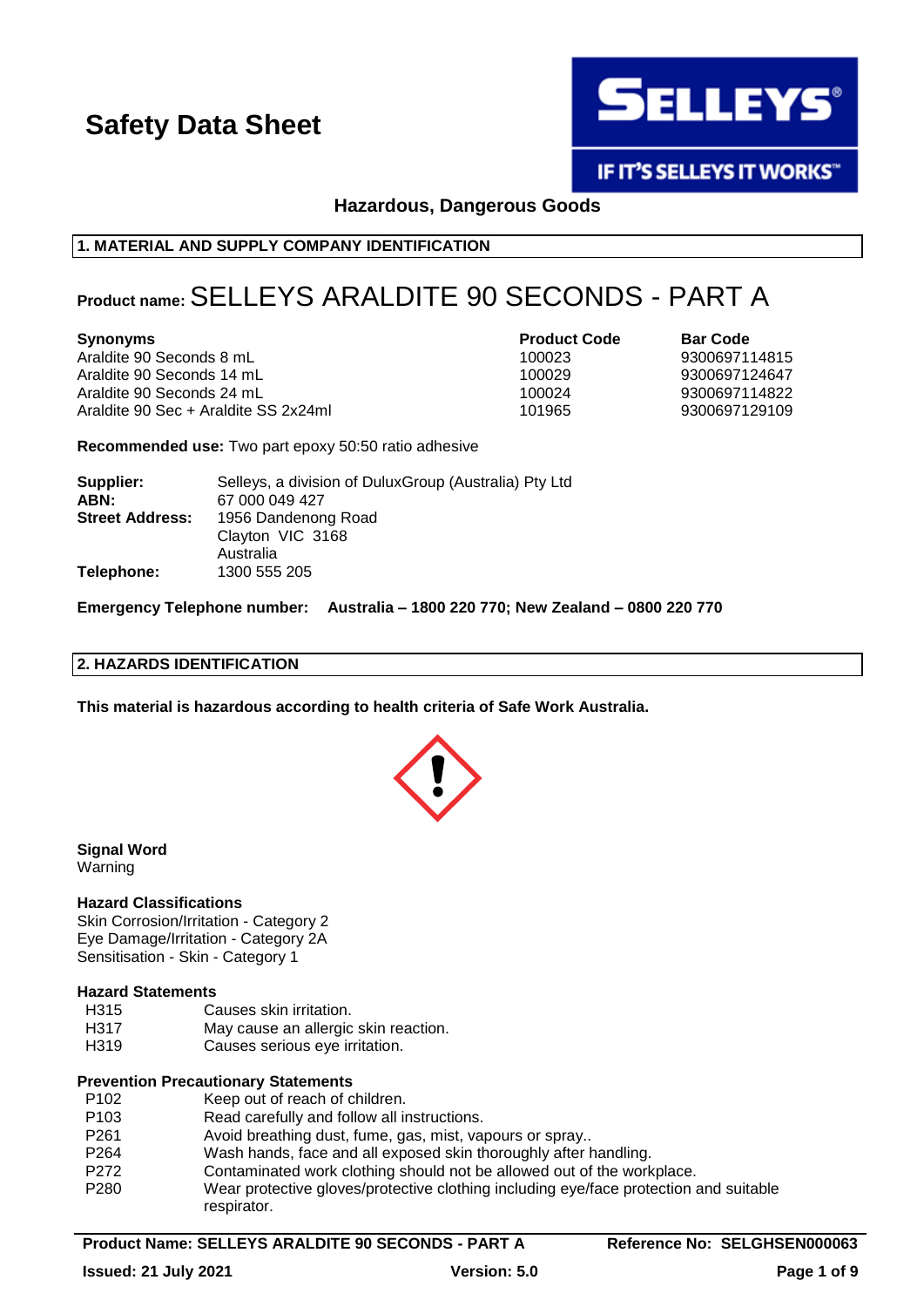# Safety Data Sheet

**Hazardous, Dangerous Goods**

## 1. MATERIAL AND SUPPLY COMPANY IDENTIFICATION

**Product name:** SELLEYS ARALDITE 90 SECONDS - PART A

| Synonyms | Product Code | Bar Code |
| --- | --- | --- |
| Araldite 90 Seconds 8 mL | 100023 | 9300697114815 |
| Araldite 90 Seconds 14 mL | 100029 | 9300697124647 |
| Araldite 90 Seconds 24 mL | 100024 | 9300697114822 |
| Araldite 90 Sec + Araldite SS 2x24ml | 101965 | 9300697129109 |

**Recommended use:** Two part epoxy 50:50 ratio adhesive

**Supplier:** Selleys, a division of DuluxGroup (Australia) Pty Ltd
**ABN:** 67 000 049 427
**Street Address:** 1956 Dandenong Road
Clayton VIC 3168
Australia
**Telephone:** 1300 555 205

**Emergency Telephone number: Australia – 1800 220 770; New Zealand – 0800 220 770**

## 2. HAZARDS IDENTIFICATION

**This material is hazardous according to health criteria of Safe Work Australia.**

**Signal Word**
Warning

**Hazard Classifications**
Skin Corrosion/Irritation - Category 2
Eye Damage/Irritation - Category 2A
Sensitisation - Skin - Category 1

**Hazard Statements**

| | |
| --- | --- |
| H315 | Causes skin irritation. |
| H317 | May cause an allergic skin reaction. |
| H319 | Causes serious eye irritation. |

**Prevention Precautionary Statements**

| | |
| --- | --- |
| P102 | Keep out of reach of children. |
| P103 | Read carefully and follow all instructions. |
| P261 | Avoid breathing dust, fume, gas, mist, vapours or spray.. |
| P264 | Wash hands, face and all exposed skin thoroughly after handling. |
| P272 | Contaminated work clothing should not be allowed out of the workplace. |
| P280 | Wear protective gloves/protective clothing including eye/face protection and suitable respirator. |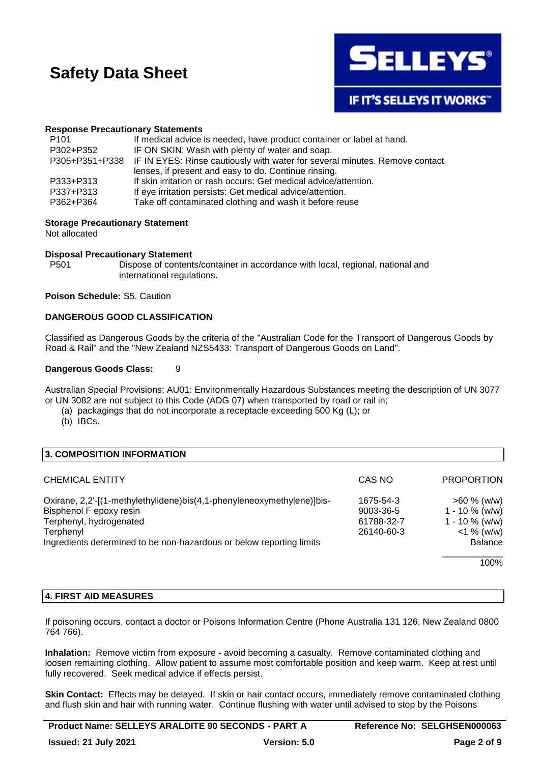**Response Precautionary Statements**

| | |
|---|---|
| P101 | If medical advice is needed, have product container or label at hand. |
| P302+P352 | IF ON SKIN: Wash with plenty of water and soap. |
| P305+P351+P338 | IF IN EYES: Rinse cautiously with water for several minutes. Remove contact lenses, if present and easy to do. Continue rinsing. |
| P333+P313 | If skin irritation or rash occurs: Get medical advice/attention. |
| P337+P313 | If eye irritation persists: Get medical advice/attention. |
| P362+P364 | Take off contaminated clothing and wash it before reuse |

**Storage Precautionary Statement**

Not allocated

**Disposal Precautionary Statement**

| | |
|---|---|
| P501 | Dispose of contents/container in accordance with local, regional, national and international regulations. |

**Poison Schedule:** S5. Caution

**DANGEROUS GOOD CLASSIFICATION**

Classified as Dangerous Goods by the criteria of the "Australian Code for the Transport of Dangerous Goods by Road & Rail" and the "New Zealand NZS5433: Transport of Dangerous Goods on Land".

**Dangerous Goods Class:** 9

Australian Special Provisions; AU01: Environmentally Hazardous Substances meeting the description of UN 3077 or UN 3082 are not subject to this Code (ADG 07) when transported by road or rail in;

(a) packagings that do not incorporate a receptacle exceeding 500 Kg (L); or
(b) IBCs.

## 3. COMPOSITION INFORMATION

| CHEMICAL ENTITY | CAS NO | PROPORTION |
|---|---|---|
| Oxirane, 2,2'-[(1-methylethylidene)bis(4,1-phenyleneoxymethylene)]bis- | 1675-54-3 | >60 % (w/w) |
| Bisphenol F epoxy resin | 9003-36-5 | 1 - 10 % (w/w) |
| Terphenyl, hydrogenated | 61788-32-7 | 1 - 10 % (w/w) |
| Terphenyl | 26140-60-3 | <1 % (w/w) |
| Ingredients determined to be non-hazardous or below reporting limits | | Balance |
| | | 100% |

## 4. FIRST AID MEASURES

If poisoning occurs, contact a doctor or Poisons Information Centre (Phone Australia 131 126, New Zealand 0800 764 766).

**Inhalation:** Remove victim from exposure - avoid becoming a casualty. Remove contaminated clothing and loosen remaining clothing. Allow patient to assume most comfortable position and keep warm. Keep at rest until fully recovered. Seek medical advice if effects persist.

**Skin Contact:** Effects may be delayed. If skin or hair contact occurs, immediately remove contaminated clothing and flush skin and hair with running water. Continue flushing with water until advised to stop by the Poisons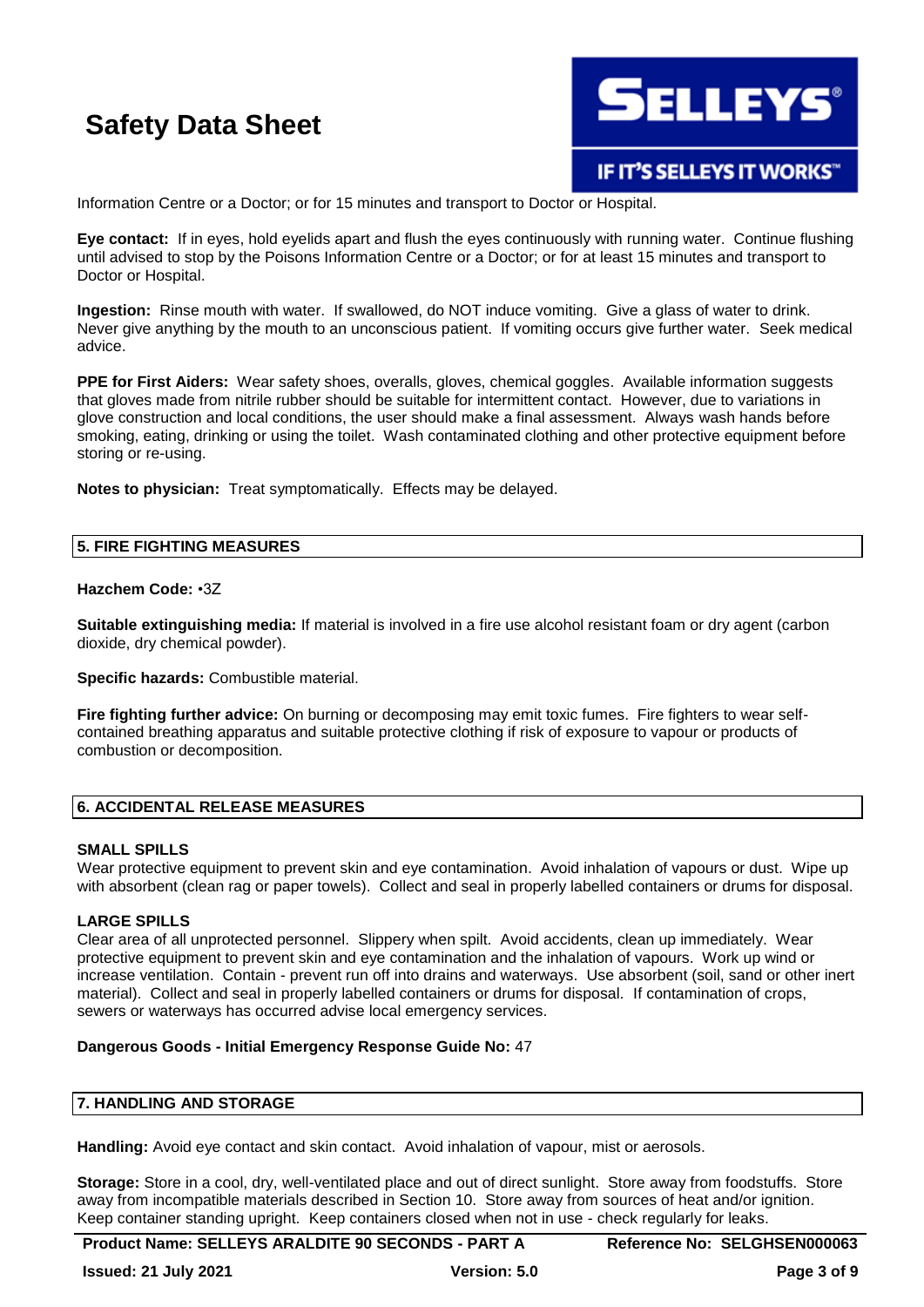Information Centre or a Doctor; or for 15 minutes and transport to Doctor or Hospital.

**Eye contact:** If in eyes, hold eyelids apart and flush the eyes continuously with running water. Continue flushing until advised to stop by the Poisons Information Centre or a Doctor; or for at least 15 minutes and transport to Doctor or Hospital.

**Ingestion:** Rinse mouth with water. If swallowed, do NOT induce vomiting. Give a glass of water to drink. Never give anything by the mouth to an unconscious patient. If vomiting occurs give further water. Seek medical advice.

**PPE for First Aiders:** Wear safety shoes, overalls, gloves, chemical goggles. Available information suggests that gloves made from nitrile rubber should be suitable for intermittent contact. However, due to variations in glove construction and local conditions, the user should make a final assessment. Always wash hands before smoking, eating, drinking or using the toilet. Wash contaminated clothing and other protective equipment before storing or re-using.

**Notes to physician:** Treat symptomatically. Effects may be delayed.

## 5. FIRE FIGHTING MEASURES

**Hazchem Code:** •3Z

**Suitable extinguishing media:** If material is involved in a fire use alcohol resistant foam or dry agent (carbon dioxide, dry chemical powder).

**Specific hazards:** Combustible material.

**Fire fighting further advice:** On burning or decomposing may emit toxic fumes. Fire fighters to wear self-contained breathing apparatus and suitable protective clothing if risk of exposure to vapour or products of combustion or decomposition.

## 6. ACCIDENTAL RELEASE MEASURES

**SMALL SPILLS**

Wear protective equipment to prevent skin and eye contamination. Avoid inhalation of vapours or dust. Wipe up with absorbent (clean rag or paper towels). Collect and seal in properly labelled containers or drums for disposal.

**LARGE SPILLS**

Clear area of all unprotected personnel. Slippery when spilt. Avoid accidents, clean up immediately. Wear protective equipment to prevent skin and eye contamination and the inhalation of vapours. Work up wind or increase ventilation. Contain - prevent run off into drains and waterways. Use absorbent (soil, sand or other inert material). Collect and seal in properly labelled containers or drums for disposal. If contamination of crops, sewers or waterways has occurred advise local emergency services.

**Dangerous Goods - Initial Emergency Response Guide No:** 47

## 7. HANDLING AND STORAGE

**Handling:** Avoid eye contact and skin contact. Avoid inhalation of vapour, mist or aerosols.

**Storage:** Store in a cool, dry, well-ventilated place and out of direct sunlight. Store away from foodstuffs. Store away from incompatible materials described in Section 10. Store away from sources of heat and/or ignition. Keep container standing upright. Keep containers closed when not in use - check regularly for leaks.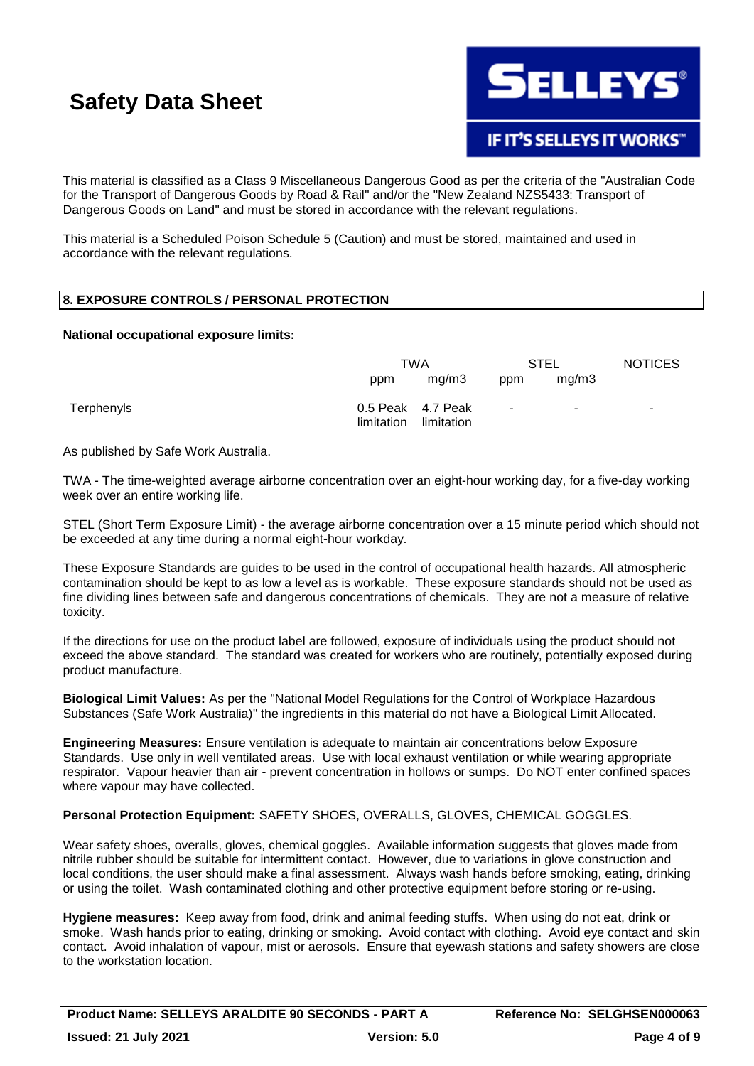This material is classified as a Class 9 Miscellaneous Dangerous Good as per the criteria of the "Australian Code for the Transport of Dangerous Goods by Road & Rail" and/or the "New Zealand NZS5433: Transport of Dangerous Goods on Land" and must be stored in accordance with the relevant regulations.

This material is a Scheduled Poison Schedule 5 (Caution) and must be stored, maintained and used in accordance with the relevant regulations.

## 8. EXPOSURE CONTROLS / PERSONAL PROTECTION

**National occupational exposure limits:**

| | TWA | | STEL | | NOTICES |
|---|---|---|---|---|---|
| | ppm | mg/m3 | ppm | mg/m3 | |
| Terphenyls | 0.5 Peak limitation | 4.7 Peak limitation | - | - | - |

As published by Safe Work Australia.

TWA - The time-weighted average airborne concentration over an eight-hour working day, for a five-day working week over an entire working life.

STEL (Short Term Exposure Limit) - the average airborne concentration over a 15 minute period which should not be exceeded at any time during a normal eight-hour workday.

These Exposure Standards are guides to be used in the control of occupational health hazards. All atmospheric contamination should be kept to as low a level as is workable. These exposure standards should not be used as fine dividing lines between safe and dangerous concentrations of chemicals. They are not a measure of relative toxicity.

If the directions for use on the product label are followed, exposure of individuals using the product should not exceed the above standard. The standard was created for workers who are routinely, potentially exposed during product manufacture.

**Biological Limit Values:** As per the "National Model Regulations for the Control of Workplace Hazardous Substances (Safe Work Australia)" the ingredients in this material do not have a Biological Limit Allocated.

**Engineering Measures:** Ensure ventilation is adequate to maintain air concentrations below Exposure Standards. Use only in well ventilated areas. Use with local exhaust ventilation or while wearing appropriate respirator. Vapour heavier than air - prevent concentration in hollows or sumps. Do NOT enter confined spaces where vapour may have collected.

**Personal Protection Equipment:** SAFETY SHOES, OVERALLS, GLOVES, CHEMICAL GOGGLES.

Wear safety shoes, overalls, gloves, chemical goggles. Available information suggests that gloves made from nitrile rubber should be suitable for intermittent contact. However, due to variations in glove construction and local conditions, the user should make a final assessment. Always wash hands before smoking, eating, drinking or using the toilet. Wash contaminated clothing and other protective equipment before storing or re-using.

**Hygiene measures:** Keep away from food, drink and animal feeding stuffs. When using do not eat, drink or smoke. Wash hands prior to eating, drinking or smoking. Avoid contact with clothing. Avoid eye contact and skin contact. Avoid inhalation of vapour, mist or aerosols. Ensure that eyewash stations and safety showers are close to the workstation location.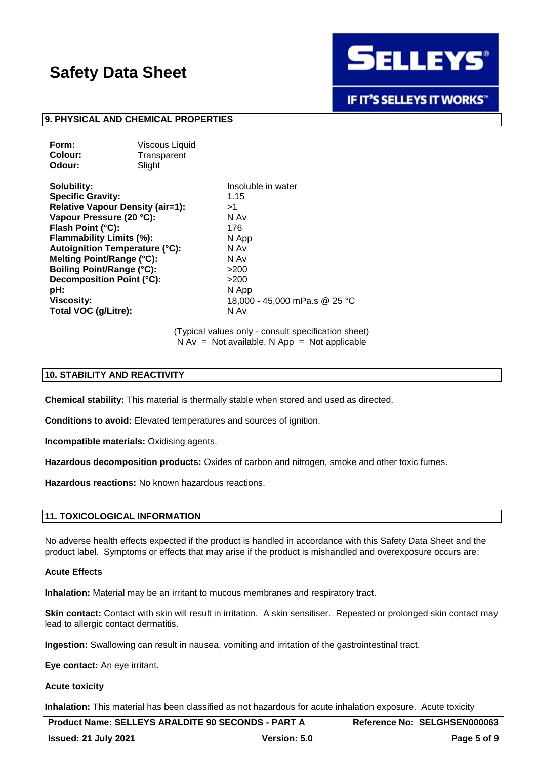## 9. PHYSICAL AND CHEMICAL PROPERTIES

| | |
|---|---|
| **Form:** | Viscous Liquid |
| **Colour:** | Transparent |
| **Odour:** | Slight |

| | |
|---|---|
| **Solubility:** | Insoluble in water |
| **Specific Gravity:** | 1.15 |
| **Relative Vapour Density (air=1):** | >1 |
| **Vapour Pressure (20 °C):** | N Av |
| **Flash Point (°C):** | 176 |
| **Flammability Limits (%):** | N App |
| **Autoignition Temperature (°C):** | N Av |
| **Melting Point/Range (°C):** | N Av |
| **Boiling Point/Range (°C):** | >200 |
| **Decomposition Point (°C):** | >200 |
| **pH:** | N App |
| **Viscosity:** | 18,000 - 45,000 mPa.s @ 25 °C |
| **Total VOC (g/Litre):** | N Av |

(Typical values only - consult specification sheet)
N Av = Not available, N App = Not applicable

## 10. STABILITY AND REACTIVITY

**Chemical stability:** This material is thermally stable when stored and used as directed.

**Conditions to avoid:** Elevated temperatures and sources of ignition.

**Incompatible materials:** Oxidising agents.

**Hazardous decomposition products:** Oxides of carbon and nitrogen, smoke and other toxic fumes.

**Hazardous reactions:** No known hazardous reactions.

## 11. TOXICOLOGICAL INFORMATION

No adverse health effects expected if the product is handled in accordance with this Safety Data Sheet and the product label. Symptoms or effects that may arise if the product is mishandled and overexposure occurs are:

**Acute Effects**

**Inhalation:** Material may be an irritant to mucous membranes and respiratory tract.

**Skin contact:** Contact with skin will result in irritation. A skin sensitiser. Repeated or prolonged skin contact may lead to allergic contact dermatitis.

**Ingestion:** Swallowing can result in nausea, vomiting and irritation of the gastrointestinal tract.

**Eye contact:** An eye irritant.

**Acute toxicity**

**Inhalation:** This material has been classified as not hazardous for acute inhalation exposure. Acute toxicity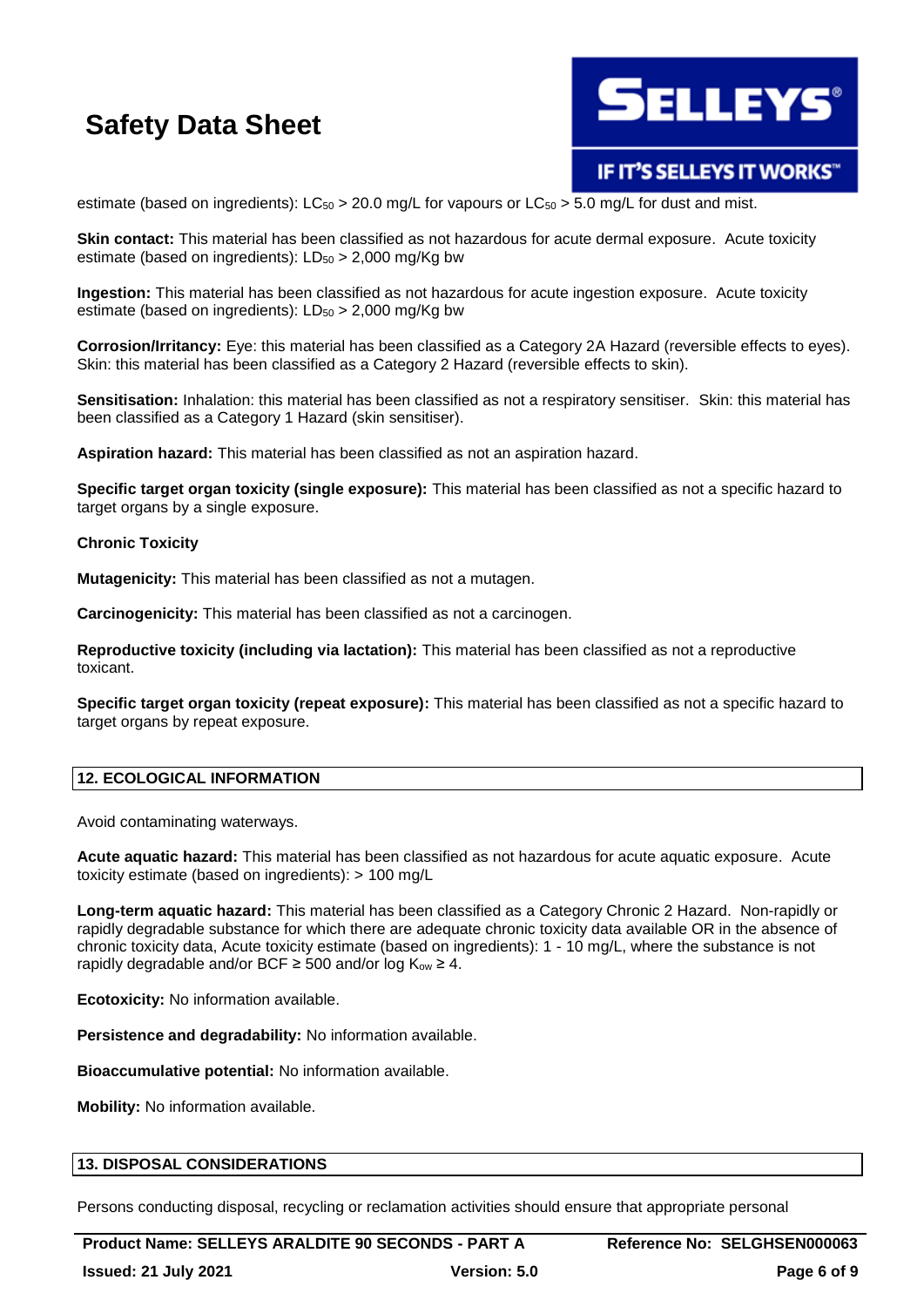estimate (based on ingredients): $LC_{50}$ > 20.0 mg/L for vapours or $LC_{50}$ > 5.0 mg/L for dust and mist.

**Skin contact:** This material has been classified as not hazardous for acute dermal exposure. Acute toxicity estimate (based on ingredients): $LD_{50}$ > 2,000 mg/Kg bw

**Ingestion:** This material has been classified as not hazardous for acute ingestion exposure. Acute toxicity estimate (based on ingredients): $LD_{50}$ > 2,000 mg/Kg bw

**Corrosion/Irritancy:** Eye: this material has been classified as a Category 2A Hazard (reversible effects to eyes). Skin: this material has been classified as a Category 2 Hazard (reversible effects to skin).

**Sensitisation:** Inhalation: this material has been classified as not a respiratory sensitiser. Skin: this material has been classified as a Category 1 Hazard (skin sensitiser).

**Aspiration hazard:** This material has been classified as not an aspiration hazard.

**Specific target organ toxicity (single exposure):** This material has been classified as not a specific hazard to target organs by a single exposure.

**Chronic Toxicity**

**Mutagenicity:** This material has been classified as not a mutagen.

**Carcinogenicity:** This material has been classified as not a carcinogen.

**Reproductive toxicity (including via lactation):** This material has been classified as not a reproductive toxicant.

**Specific target organ toxicity (repeat exposure):** This material has been classified as not a specific hazard to target organs by repeat exposure.

## 12. ECOLOGICAL INFORMATION

Avoid contaminating waterways.

**Acute aquatic hazard:** This material has been classified as not hazardous for acute aquatic exposure. Acute toxicity estimate (based on ingredients): > 100 mg/L

**Long-term aquatic hazard:** This material has been classified as a Category Chronic 2 Hazard. Non-rapidly or rapidly degradable substance for which there are adequate chronic toxicity data available OR in the absence of chronic toxicity data, Acute toxicity estimate (based on ingredients): 1 - 10 mg/L, where the substance is not rapidly degradable and/or BCF ≥ 500 and/or log $K_{ow}$ ≥ 4.

**Ecotoxicity:** No information available.

**Persistence and degradability:** No information available.

**Bioaccumulative potential:** No information available.

**Mobility:** No information available.

## 13. DISPOSAL CONSIDERATIONS

Persons conducting disposal, recycling or reclamation activities should ensure that appropriate personal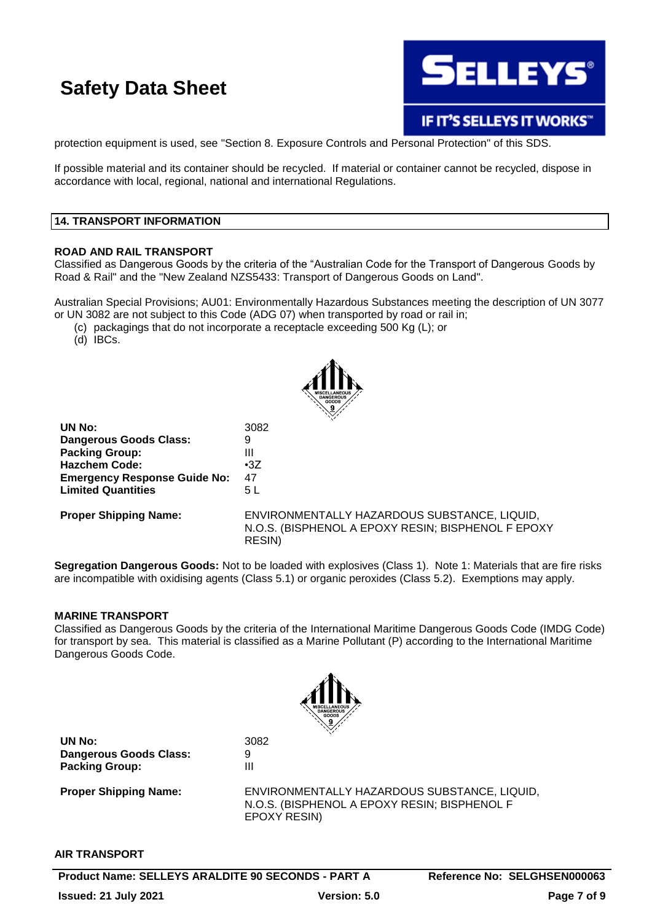protection equipment is used, see "Section 8. Exposure Controls and Personal Protection" of this SDS.

If possible material and its container should be recycled. If material or container cannot be recycled, dispose in accordance with local, regional, national and international Regulations.

## 14. TRANSPORT INFORMATION

### ROAD AND RAIL TRANSPORT

Classified as Dangerous Goods by the criteria of the "Australian Code for the Transport of Dangerous Goods by Road & Rail" and the "New Zealand NZS5433: Transport of Dangerous Goods on Land".

Australian Special Provisions; AU01: Environmentally Hazardous Substances meeting the description of UN 3077 or UN 3082 are not subject to this Code (ADG 07) when transported by road or rail in;

(c) packagings that do not incorporate a receptacle exceeding 500 Kg (L); or
(d) IBCs.

| | |
|---|---|
| **UN No:** | 3082 |
| **Dangerous Goods Class:** | 9 |
| **Packing Group:** | III |
| **Hazchem Code:** | •3Z |
| **Emergency Response Guide No:** | 47 |
| **Limited Quantities** | 5 L |
| **Proper Shipping Name:** | ENVIRONMENTALLY HAZARDOUS SUBSTANCE, LIQUID, N.O.S. (BISPHENOL A EPOXY RESIN; BISPHENOL F EPOXY RESIN) |

**Segregation Dangerous Goods:** Not to be loaded with explosives (Class 1). Note 1: Materials that are fire risks are incompatible with oxidising agents (Class 5.1) or organic peroxides (Class 5.2). Exemptions may apply.

### MARINE TRANSPORT

Classified as Dangerous Goods by the criteria of the International Maritime Dangerous Goods Code (IMDG Code) for transport by sea. This material is classified as a Marine Pollutant (P) according to the International Maritime Dangerous Goods Code.

| | |
|---|---|
| **UN No:** | 3082 |
| **Dangerous Goods Class:** | 9 |
| **Packing Group:** | III |
| **Proper Shipping Name:** | ENVIRONMENTALLY HAZARDOUS SUBSTANCE, LIQUID, N.O.S. (BISPHENOL A EPOXY RESIN; BISPHENOL F EPOXY RESIN) |

### AIR TRANSPORT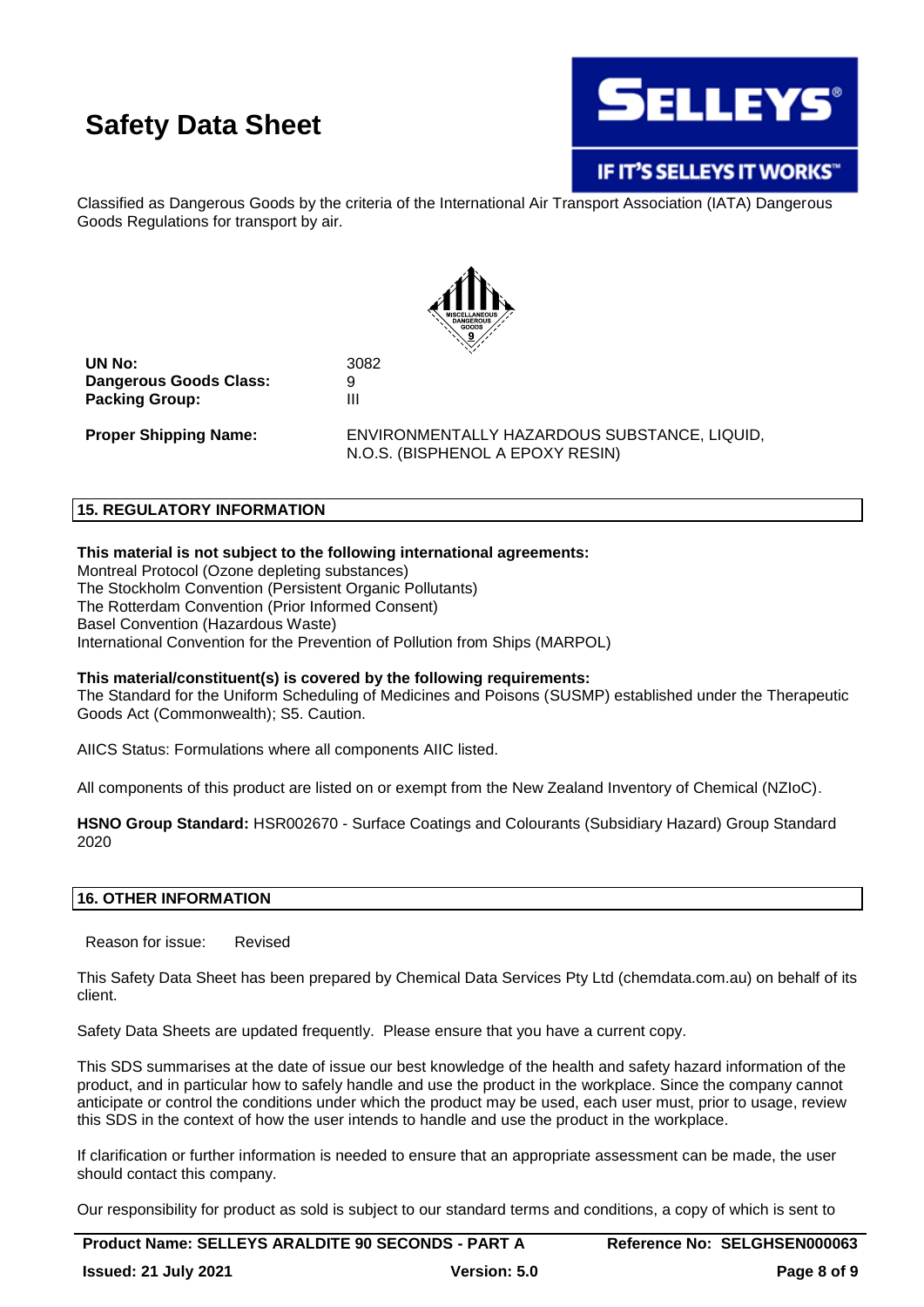Classified as Dangerous Goods by the criteria of the International Air Transport Association (IATA) Dangerous Goods Regulations for transport by air.

| | |
|---|---|
| **UN No:** | 3082 |
| **Dangerous Goods Class:** | 9 |
| **Packing Group:** | III |
| **Proper Shipping Name:** | ENVIRONMENTALLY HAZARDOUS SUBSTANCE, LIQUID, N.O.S. (BISPHENOL A EPOXY RESIN) |

## 15. REGULATORY INFORMATION

**This material is not subject to the following international agreements:**
Montreal Protocol (Ozone depleting substances)
The Stockholm Convention (Persistent Organic Pollutants)
The Rotterdam Convention (Prior Informed Consent)
Basel Convention (Hazardous Waste)
International Convention for the Prevention of Pollution from Ships (MARPOL)

**This material/constituent(s) is covered by the following requirements:**
The Standard for the Uniform Scheduling of Medicines and Poisons (SUSMP) established under the Therapeutic Goods Act (Commonwealth); S5. Caution.

AIICS Status: Formulations where all components AIIC listed.

All components of this product are listed on or exempt from the New Zealand Inventory of Chemical (NZIoC).

**HSNO Group Standard:** HSR002670 - Surface Coatings and Colourants (Subsidiary Hazard) Group Standard 2020

## 16. OTHER INFORMATION

Reason for issue: Revised

This Safety Data Sheet has been prepared by Chemical Data Services Pty Ltd (chemdata.com.au) on behalf of its client.

Safety Data Sheets are updated frequently. Please ensure that you have a current copy.

This SDS summarises at the date of issue our best knowledge of the health and safety hazard information of the product, and in particular how to safely handle and use the product in the workplace. Since the company cannot anticipate or control the conditions under which the product may be used, each user must, prior to usage, review this SDS in the context of how the user intends to handle and use the product in the workplace.

If clarification or further information is needed to ensure that an appropriate assessment can be made, the user should contact this company.

Our responsibility for product as sold is subject to our standard terms and conditions, a copy of which is sent to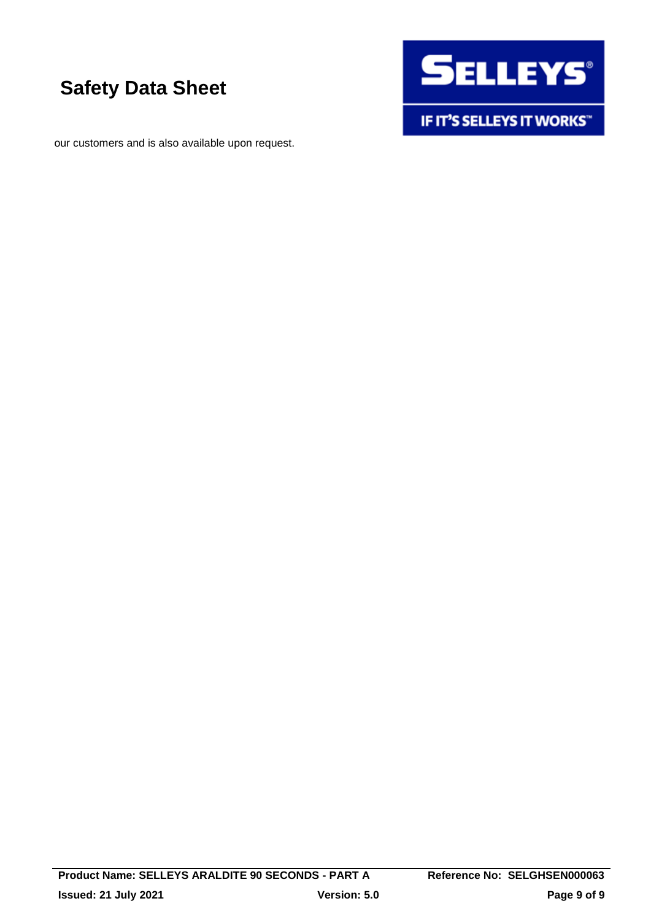our customers and is also available upon request.